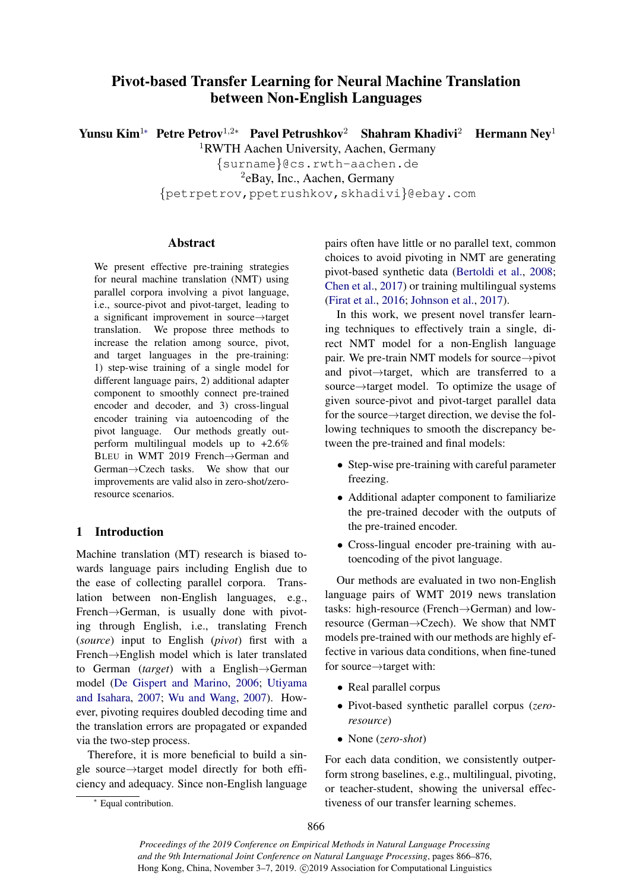# Pivot-based Transfer Learning for Neural Machine Translation between Non-English Languages

**Yunsu Kim**[1*] **Petre Petrov**[1,2*] **Pavel Petrushkov**[2] **Shahram Khadivi**[2] **Hermann Ney**[1]

[1]RWTH Aachen University, Aachen, Germany
{surname}@cs.rwth-aachen.de
[2]eBay, Inc., Aachen, Germany
{petrpetrov,ppetrushkov,skhadivi}@ebay.com

## Abstract

We present effective pre-training strategies for neural machine translation (NMT) using parallel corpora involving a pivot language, i.e., source-pivot and pivot-target, leading to a significant improvement in source→target translation. We propose three methods to increase the relation among source, pivot, and target languages in the pre-training: 1) step-wise training of a single model for different language pairs, 2) additional adapter component to smoothly connect pre-trained encoder and decoder, and 3) cross-lingual encoder training via autoencoding of the pivot language. Our methods greatly outperform multilingual models up to +2.6% BLEU in WMT 2019 French→German and German→Czech tasks. We show that our improvements are valid also in zero-shot/zero-resource scenarios.

## 1 Introduction

Machine translation (MT) research is biased towards language pairs including English due to the ease of collecting parallel corpora. Translation between non-English languages, e.g., French→German, is usually done with pivoting through English, i.e., translating French (*source*) input to English (*pivot*) first with a French→English model which is later translated to German (*target*) with a English→German model (De Gispert and Marino, 2006; Utiyama and Isahara, 2007; Wu and Wang, 2007). However, pivoting requires doubled decoding time and the translation errors are propagated or expanded via the two-step process.

Therefore, it is more beneficial to build a single source→target model directly for both efficiency and adequacy. Since non-English language pairs often have little or no parallel text, common choices to avoid pivoting in NMT are generating pivot-based synthetic data (Bertoldi et al., 2008; Chen et al., 2017) or training multilingual systems (Firat et al., 2016; Johnson et al., 2017).

In this work, we present novel transfer learning techniques to effectively train a single, direct NMT model for a non-English language pair. We pre-train NMT models for source→pivot and pivot→target, which are transferred to a source→target model. To optimize the usage of given source-pivot and pivot-target parallel data for the source→target direction, we devise the following techniques to smooth the discrepancy between the pre-trained and final models:

- Step-wise pre-training with careful parameter freezing.
- Additional adapter component to familiarize the pre-trained decoder with the outputs of the pre-trained encoder.
- Cross-lingual encoder pre-training with autoencoding of the pivot language.

Our methods are evaluated in two non-English language pairs of WMT 2019 news translation tasks: high-resource (French→German) and low-resource (German→Czech). We show that NMT models pre-trained with our methods are highly effective in various data conditions, when fine-tuned for source→target with:

- Real parallel corpus
- Pivot-based synthetic parallel corpus (*zero-resource*)
- None (*zero-shot*)

For each data condition, we consistently outperform strong baselines, e.g., multilingual, pivoting, or teacher-student, showing the universal effectiveness of our transfer learning schemes.

[*] Equal contribution.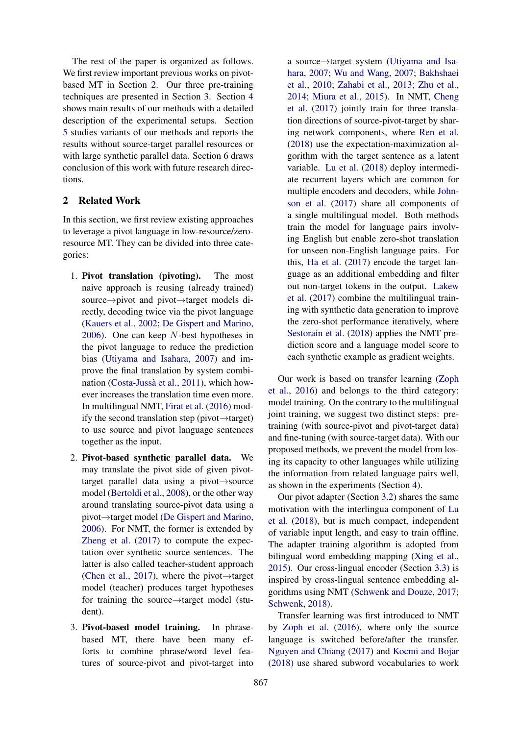The rest of the paper is organized as follows. We first review important previous works on pivot-based MT in Section 2. Our three pre-training techniques are presented in Section 3. Section 4 shows main results of our methods with a detailed description of the experimental setups. Section 5 studies variants of our methods and reports the results without source-target parallel resources or with large synthetic parallel data. Section 6 draws conclusion of this work with future research directions.

## 2 Related Work

In this section, we first review existing approaches to leverage a pivot language in low-resource/zero-resource MT. They can be divided into three categories:

1. **Pivot translation (pivoting).** The most naive approach is reusing (already trained) source→pivot and pivot→target models directly, decoding twice via the pivot language (Kauers et al., 2002; De Gispert and Marino, 2006). One can keep $N$-best hypotheses in the pivot language to reduce the prediction bias (Utiyama and Isahara, 2007) and improve the final translation by system combination (Costa-Jussà et al., 2011), which however increases the translation time even more. In multilingual NMT, Firat et al. (2016) modify the second translation step (pivot→target) to use source and pivot language sentences together as the input.

2. **Pivot-based synthetic parallel data.** We may translate the pivot side of given pivot-target parallel data using a pivot→source model (Bertoldi et al., 2008), or the other way around translating source-pivot data using a pivot→target model (De Gispert and Marino, 2006). For NMT, the former is extended by Zheng et al. (2017) to compute the expectation over synthetic source sentences. The latter is also called teacher-student approach (Chen et al., 2017), where the pivot→target model (teacher) produces target hypotheses for training the source→target model (student).

3. **Pivot-based model training.** In phrase-based MT, there have been many efforts to combine phrase/word level features of source-pivot and pivot-target into a source→target system (Utiyama and Isahara, 2007; Wu and Wang, 2007; Bakhshaei et al., 2010; Zahabi et al., 2013; Zhu et al., 2014; Miura et al., 2015). In NMT, Cheng et al. (2017) jointly train for three translation directions of source-pivot-target by sharing network components, where Ren et al. (2018) use the expectation-maximization algorithm with the target sentence as a latent variable. Lu et al. (2018) deploy intermediate recurrent layers which are common for multiple encoders and decoders, while Johnson et al. (2017) share all components of a single multilingual model. Both methods train the model for language pairs involving English but enable zero-shot translation for unseen non-English language pairs. For this, Ha et al. (2017) encode the target language as an additional embedding and filter out non-target tokens in the output. Lakew et al. (2017) combine the multilingual training with synthetic data generation to improve the zero-shot performance iteratively, where Sestorain et al. (2018) applies the NMT prediction score and a language model score to each synthetic example as gradient weights.

Our work is based on transfer learning (Zoph et al., 2016) and belongs to the third category: model training. On the contrary to the multilingual joint training, we suggest two distinct steps: pre-training (with source-pivot and pivot-target data) and fine-tuning (with source-target data). With our proposed methods, we prevent the model from losing its capacity to other languages while utilizing the information from related language pairs well, as shown in the experiments (Section 4).

Our pivot adapter (Section 3.2) shares the same motivation with the interlingua component of Lu et al. (2018), but is much compact, independent of variable input length, and easy to train offline. The adapter training algorithm is adopted from bilingual word embedding mapping (Xing et al., 2015). Our cross-lingual encoder (Section 3.3) is inspired by cross-lingual sentence embedding algorithms using NMT (Schwenk and Douze, 2017; Schwenk, 2018).

Transfer learning was first introduced to NMT by Zoph et al. (2016), where only the source language is switched before/after the transfer. Nguyen and Chiang (2017) and Kocmi and Bojar (2018) use shared subword vocabularies to work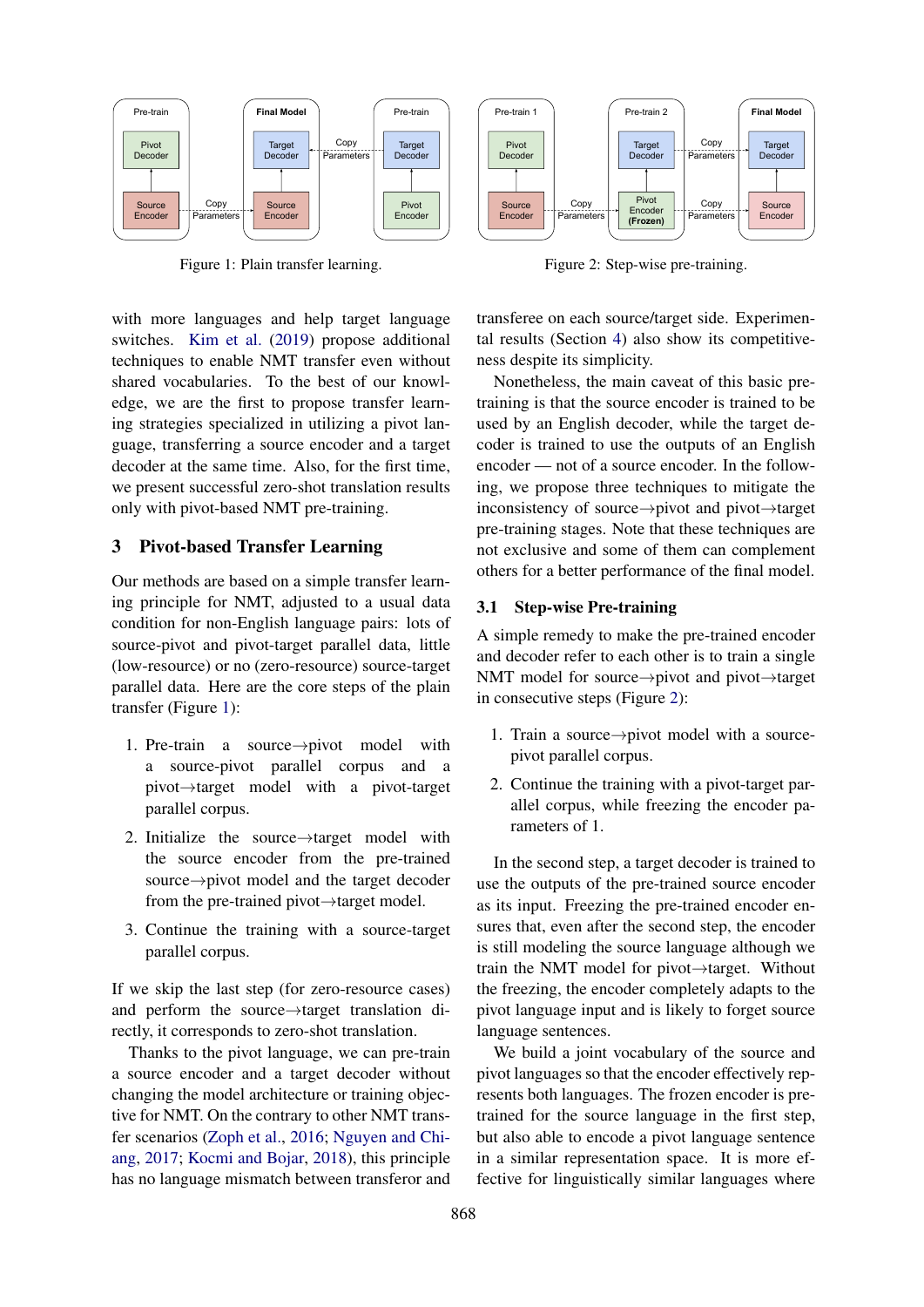Figure 1: Plain transfer learning.

Figure 2: Step-wise pre-training.

with more languages and help target language switches. Kim et al. (2019) propose additional techniques to enable NMT transfer even without shared vocabularies. To the best of our knowledge, we are the first to propose transfer learning strategies specialized in utilizing a pivot language, transferring a source encoder and a target decoder at the same time. Also, for the first time, we present successful zero-shot translation results only with pivot-based NMT pre-training.

## 3 Pivot-based Transfer Learning

Our methods are based on a simple transfer learning principle for NMT, adjusted to a usual data condition for non-English language pairs: lots of source-pivot and pivot-target parallel data, little (low-resource) or no (zero-resource) source-target parallel data. Here are the core steps of the plain transfer (Figure 1):

1. Pre-train a source→pivot model with a source-pivot parallel corpus and a pivot→target model with a pivot-target parallel corpus.
2. Initialize the source→target model with the source encoder from the pre-trained source→pivot model and the target decoder from the pre-trained pivot→target model.
3. Continue the training with a source-target parallel corpus.

If we skip the last step (for zero-resource cases) and perform the source→target translation directly, it corresponds to zero-shot translation.

Thanks to the pivot language, we can pre-train a source encoder and a target decoder without changing the model architecture or training objective for NMT. On the contrary to other NMT transfer scenarios (Zoph et al., 2016; Nguyen and Chiang, 2017; Kocmi and Bojar, 2018), this principle has no language mismatch between transferor and transferee on each source/target side. Experimental results (Section 4) also show its competitiveness despite its simplicity.

Nonetheless, the main caveat of this basic pre-training is that the source encoder is trained to be used by an English decoder, while the target decoder is trained to use the outputs of an English encoder — not of a source encoder. In the following, we propose three techniques to mitigate the inconsistency of source→pivot and pivot→target pre-training stages. Note that these techniques are not exclusive and some of them can complement others for a better performance of the final model.

### 3.1 Step-wise Pre-training

A simple remedy to make the pre-trained encoder and decoder refer to each other is to train a single NMT model for source→pivot and pivot→target in consecutive steps (Figure 2):

1. Train a source→pivot model with a source-pivot parallel corpus.
2. Continue the training with a pivot-target parallel corpus, while freezing the encoder parameters of 1.

In the second step, a target decoder is trained to use the outputs of the pre-trained source encoder as its input. Freezing the pre-trained encoder ensures that, even after the second step, the encoder is still modeling the source language although we train the NMT model for pivot→target. Without the freezing, the encoder completely adapts to the pivot language input and is likely to forget source language sentences.

We build a joint vocabulary of the source and pivot languages so that the encoder effectively represents both languages. The frozen encoder is pre-trained for the source language in the first step, but also able to encode a pivot language sentence in a similar representation space. It is more effective for linguistically similar languages where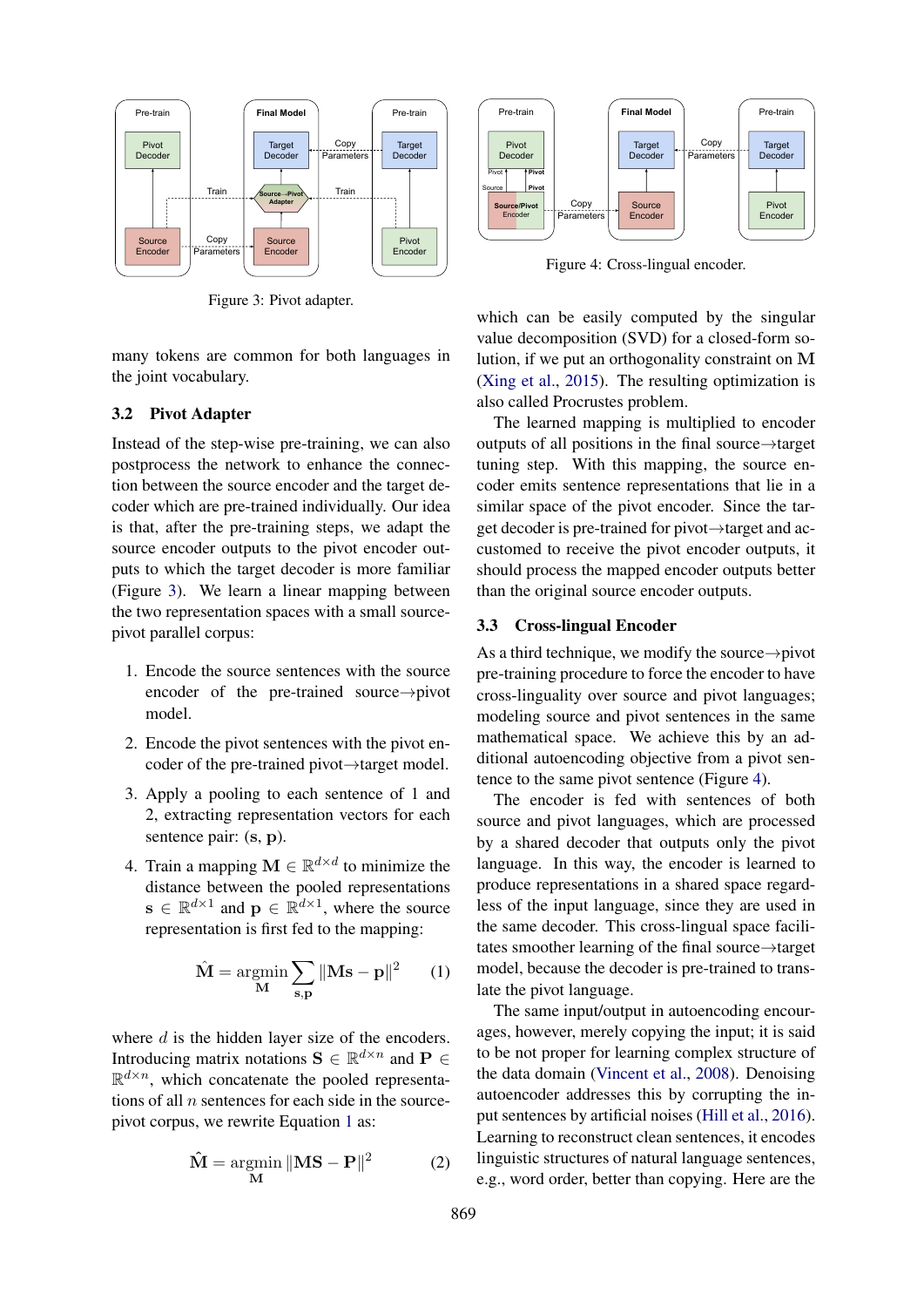Figure 3: Pivot adapter.

Figure 4: Cross-lingual encoder.

many tokens are common for both languages in the joint vocabulary.

### 3.2 Pivot Adapter

Instead of the step-wise pre-training, we can also postprocess the network to enhance the connection between the source encoder and the target decoder which are pre-trained individually. Our idea is that, after the pre-training steps, we adapt the source encoder outputs to the pivot encoder outputs to which the target decoder is more familiar (Figure 3). We learn a linear mapping between the two representation spaces with a small source-pivot parallel corpus:

1. Encode the source sentences with the source encoder of the pre-trained source→pivot model.
2. Encode the pivot sentences with the pivot encoder of the pre-trained pivot→target model.
3. Apply a pooling to each sentence of 1 and 2, extracting representation vectors for each sentence pair: $(\mathbf{s}, \mathbf{p})$.
4. Train a mapping $\mathbf{M} \in \mathbb{R}^{d \times d}$ to minimize the distance between the pooled representations $\mathbf{s} \in \mathbb{R}^{d \times 1}$ and $\mathbf{p} \in \mathbb{R}^{d \times 1}$, where the source representation is first fed to the mapping:

$$\hat{\mathbf{M}} = \underset{\mathbf{M}}{\text{argmin}} \sum_{\mathbf{s},\mathbf{p}} \|\mathbf{M}\mathbf{s} - \mathbf{p}\|^2 \qquad (1)$$

where $d$ is the hidden layer size of the encoders. Introducing matrix notations $\mathbf{S} \in \mathbb{R}^{d \times n}$ and $\mathbf{P} \in \mathbb{R}^{d \times n}$, which concatenate the pooled representations of all $n$ sentences for each side in the source-pivot corpus, we rewrite Equation 1 as:

$$\hat{\mathbf{M}} = \underset{\mathbf{M}}{\text{argmin}} \|\mathbf{M}\mathbf{S} - \mathbf{P}\|^2 \qquad (2)$$

which can be easily computed by the singular value decomposition (SVD) for a closed-form solution, if we put an orthogonality constraint on $\mathbf{M}$ (Xing et al., 2015). The resulting optimization is also called Procrustes problem.

The learned mapping is multiplied to encoder outputs of all positions in the final source→target tuning step. With this mapping, the source encoder emits sentence representations that lie in a similar space of the pivot encoder. Since the target decoder is pre-trained for pivot→target and accustomed to receive the pivot encoder outputs, it should process the mapped encoder outputs better than the original source encoder outputs.

### 3.3 Cross-lingual Encoder

As a third technique, we modify the source→pivot pre-training procedure to force the encoder to have cross-linguality over source and pivot languages; modeling source and pivot sentences in the same mathematical space. We achieve this by an additional autoencoding objective from a pivot sentence to the same pivot sentence (Figure 4).

The encoder is fed with sentences of both source and pivot languages, which are processed by a shared decoder that outputs only the pivot language. In this way, the encoder is learned to produce representations in a shared space regardless of the input language, since they are used in the same decoder. This cross-lingual space facilitates smoother learning of the final source→target model, because the decoder is pre-trained to translate the pivot language.

The same input/output in autoencoding encourages, however, merely copying the input; it is said to be not proper for learning complex structure of the data domain (Vincent et al., 2008). Denoising autoencoder addresses this by corrupting the input sentences by artificial noises (Hill et al., 2016). Learning to reconstruct clean sentences, it encodes linguistic structures of natural language sentences, e.g., word order, better than copying. Here are the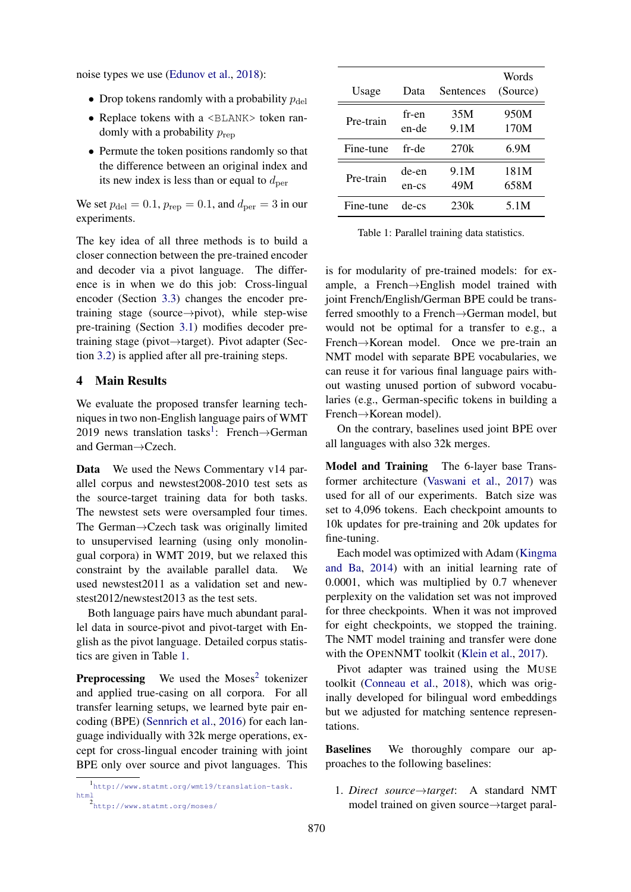noise types we use (Edunov et al., 2018):

- Drop tokens randomly with a probability $p_{\text{del}}$
- Replace tokens with a `<BLANK>` token randomly with a probability $p_{\text{rep}}$
- Permute the token positions randomly so that the difference between an original index and its new index is less than or equal to $d_{\text{per}}$

We set $p_{\text{del}} = 0.1$, $p_{\text{rep}} = 0.1$, and $d_{\text{per}} = 3$ in our experiments.

The key idea of all three methods is to build a closer connection between the pre-trained encoder and decoder via a pivot language. The difference is in when we do this job: Cross-lingual encoder (Section 3.3) changes the encoder pre-training stage (source→pivot), while step-wise pre-training (Section 3.1) modifies decoder pre-training stage (pivot→target). Pivot adapter (Section 3.2) is applied after all pre-training steps.

## 4 Main Results

We evaluate the proposed transfer learning techniques in two non-English language pairs of WMT 2019 news translation tasks[1]: French→German and German→Czech.

**Data** We used the News Commentary v14 parallel corpus and newstest2008-2010 test sets as the source-target training data for both tasks. The newstest sets were oversampled four times. The German→Czech task was originally limited to unsupervised learning (using only monolingual corpora) in WMT 2019, but we relaxed this constraint by the available parallel data. We used newstest2011 as a validation set and newstest2012/newstest2013 as the test sets.

Both language pairs have much abundant parallel data in source-pivot and pivot-target with English as the pivot language. Detailed corpus statistics are given in Table 1.

| Usage | Data | Sentences | Words (Source) |
|---|---|---|---|
| Pre-train | fr-en | 35M | 950M |
| | en-de | 9.1M | 170M |
| Fine-tune | fr-de | 270k | 6.9M |
| Pre-train | de-en | 9.1M | 181M |
| | en-cs | 49M | 658M |
| Fine-tune | de-cs | 230k | 5.1M |

Table 1: Parallel training data statistics.

**Preprocessing** We used the Moses[2] tokenizer and applied true-casing on all corpora. For all transfer learning setups, we learned byte pair encoding (BPE) (Sennrich et al., 2016) for each language individually with 32k merge operations, except for cross-lingual encoder training with joint BPE only over source and pivot languages. This is for modularity of pre-trained models: for example, a French→English model trained with joint French/English/German BPE could be transferred smoothly to a French→German model, but would not be optimal for a transfer to e.g., a French→Korean model. Once we pre-train an NMT model with separate BPE vocabularies, we can reuse it for various final language pairs without wasting unused portion of subword vocabularies (e.g., German-specific tokens in building a French→Korean model).

On the contrary, baselines used joint BPE over all languages with also 32k merges.

**Model and Training** The 6-layer base Transformer architecture (Vaswani et al., 2017) was used for all of our experiments. Batch size was set to 4,096 tokens. Each checkpoint amounts to 10k updates for pre-training and 20k updates for fine-tuning.

Each model was optimized with Adam (Kingma and Ba, 2014) with an initial learning rate of 0.0001, which was multiplied by 0.7 whenever perplexity on the validation set was not improved for three checkpoints. When it was not improved for eight checkpoints, we stopped the training. The NMT model training and transfer were done with the OpenNMT toolkit (Klein et al., 2017).

Pivot adapter was trained using the MUSE toolkit (Conneau et al., 2018), which was originally developed for bilingual word embeddings but we adjusted for matching sentence representations.

**Baselines** We thoroughly compare our approaches to the following baselines:

1. *Direct source→target*: A standard NMT model trained on given source→target paral-

[1] http://www.statmt.org/wmt19/translation-task.html

[2] http://www.statmt.org/moses/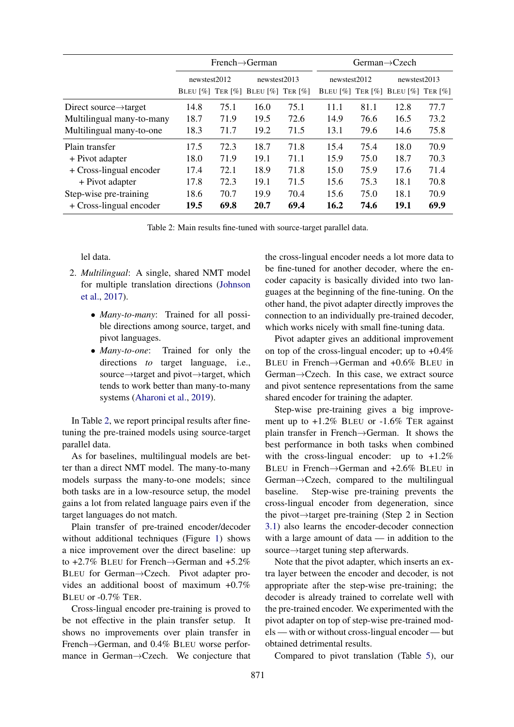| | French→German | | | | German→Czech | | | |
|---|---|---|---|---|---|---|---|---|
| | newstest2012 | | newstest2013 | | newstest2012 | | newstest2013 | |
| | Bleu [%] | Ter [%] | Bleu [%] | Ter [%] | Bleu [%] | Ter [%] | Bleu [%] | Ter [%] |
| Direct source→target | 14.8 | 75.1 | 16.0 | 75.1 | 11.1 | 81.1 | 12.8 | 77.7 |
| Multilingual many-to-many | 18.7 | 71.9 | 19.5 | 72.6 | 14.9 | 76.6 | 16.5 | 73.2 |
| Multilingual many-to-one | 18.3 | 71.7 | 19.2 | 71.5 | 13.1 | 79.6 | 14.6 | 75.8 |
| Plain transfer | 17.5 | 72.3 | 18.7 | 71.8 | 15.4 | 75.4 | 18.0 | 70.9 |
| + Pivot adapter | 18.0 | 71.9 | 19.1 | 71.1 | 15.9 | 75.0 | 18.7 | 70.3 |
| + Cross-lingual encoder | 17.4 | 72.1 | 18.9 | 71.8 | 15.0 | 75.9 | 17.6 | 71.4 |
| + Pivot adapter | 17.8 | 72.3 | 19.1 | 71.5 | 15.6 | 75.3 | 18.1 | 70.8 |
| Step-wise pre-training | 18.6 | 70.7 | 19.9 | 70.4 | 15.6 | 75.0 | 18.1 | 70.9 |
| + Cross-lingual encoder | **19.5** | **69.8** | **20.7** | **69.4** | **16.2** | **74.6** | **19.1** | **69.9** |

Table 2: Main results fine-tuned with source-target parallel data.

lel data.

2. *Multilingual*: A single, shared NMT model for multiple translation directions (Johnson et al., 2017).
   - *Many-to-many*: Trained for all possible directions among source, target, and pivot languages.
   - *Many-to-one*: Trained for only the directions *to* target language, i.e., source→target and pivot→target, which tends to work better than many-to-many systems (Aharoni et al., 2019).

In Table 2, we report principal results after fine-tuning the pre-trained models using source-target parallel data.

As for baselines, multilingual models are better than a direct NMT model. The many-to-many models surpass the many-to-one models; since both tasks are in a low-resource setup, the model gains a lot from related language pairs even if the target languages do not match.

Plain transfer of pre-trained encoder/decoder without additional techniques (Figure 1) shows a nice improvement over the direct baseline: up to +2.7% Bleu for French→German and +5.2% Bleu for German→Czech. Pivot adapter provides an additional boost of maximum +0.7% Bleu or -0.7% Ter.

Cross-lingual encoder pre-training is proved to be not effective in the plain transfer setup. It shows no improvements over plain transfer in French→German, and 0.4% Bleu worse performance in German→Czech. We conjecture that the cross-lingual encoder needs a lot more data to be fine-tuned for another decoder, where the encoder capacity is basically divided into two languages at the beginning of the fine-tuning. On the other hand, the pivot adapter directly improves the connection to an individually pre-trained decoder, which works nicely with small fine-tuning data.

Pivot adapter gives an additional improvement on top of the cross-lingual encoder; up to +0.4% Bleu in French→German and +0.6% Bleu in German→Czech. In this case, we extract source and pivot sentence representations from the same shared encoder for training the adapter.

Step-wise pre-training gives a big improvement up to +1.2% Bleu or -1.6% Ter against plain transfer in French→German. It shows the best performance in both tasks when combined with the cross-lingual encoder: up to +1.2% Bleu in French→German and +2.6% Bleu in German→Czech, compared to the multilingual baseline. Step-wise pre-training prevents the cross-lingual encoder from degeneration, since the pivot→target pre-training (Step 2 in Section 3.1) also learns the encoder-decoder connection with a large amount of data — in addition to the source→target tuning step afterwards.

Note that the pivot adapter, which inserts an extra layer between the encoder and decoder, is not appropriate after the step-wise pre-training; the decoder is already trained to correlate well with the pre-trained encoder. We experimented with the pivot adapter on top of step-wise pre-trained models — with or without cross-lingual encoder — but obtained detrimental results.

Compared to pivot translation (Table 5), our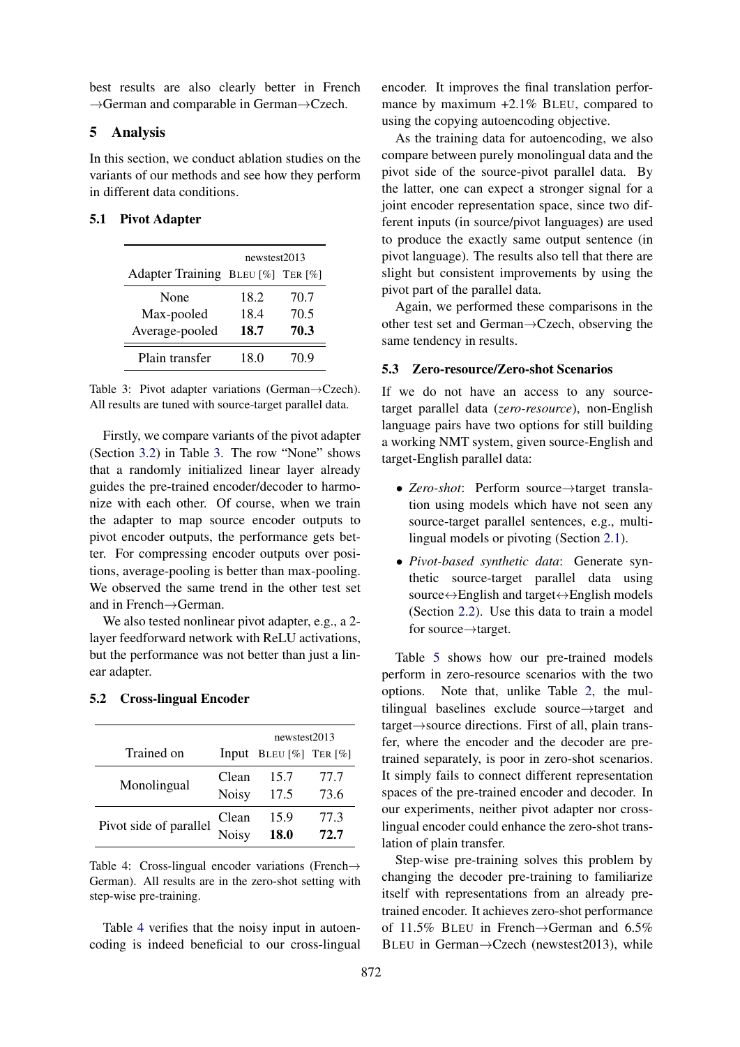best results are also clearly better in French →German and comparable in German→Czech.

## 5 Analysis

In this section, we conduct ablation studies on the variants of our methods and see how they perform in different data conditions.

### 5.1 Pivot Adapter

| Adapter Training | newstest2013 BLEU [%] | TER [%] |
|---|---|---|
| None | 18.2 | 70.7 |
| Max-pooled | 18.4 | 70.5 |
| Average-pooled | **18.7** | **70.3** |
| Plain transfer | 18.0 | 70.9 |

Table 3: Pivot adapter variations (German→Czech). All results are tuned with source-target parallel data.

Firstly, we compare variants of the pivot adapter (Section 3.2) in Table 3. The row "None" shows that a randomly initialized linear layer already guides the pre-trained encoder/decoder to harmonize with each other. Of course, when we train the adapter to map source encoder outputs to pivot encoder outputs, the performance gets better. For compressing encoder outputs over positions, average-pooling is better than max-pooling. We observed the same trend in the other test set and in French→German.

We also tested nonlinear pivot adapter, e.g., a 2-layer feedforward network with ReLU activations, but the performance was not better than just a linear adapter.

### 5.2 Cross-lingual Encoder

| Trained on | Input | newstest2013 BLEU [%] | TER [%] |
|---|---|---|---|
| Monolingual | Clean | 15.7 | 77.7 |
| | Noisy | 17.5 | 73.6 |
| Pivot side of parallel | Clean | 15.9 | 77.3 |
| | Noisy | **18.0** | **72.7** |

Table 4: Cross-lingual encoder variations (French→German). All results are in the zero-shot setting with step-wise pre-training.

Table 4 verifies that the noisy input in autoencoding is indeed beneficial to our cross-lingual encoder. It improves the final translation performance by maximum +2.1% BLEU, compared to using the copying autoencoding objective.

As the training data for autoencoding, we also compare between purely monolingual data and the pivot side of the source-pivot parallel data. By the latter, one can expect a stronger signal for a joint encoder representation space, since two different inputs (in source/pivot languages) are used to produce the exactly same output sentence (in pivot language). The results also tell that there are slight but consistent improvements by using the pivot part of the parallel data.

Again, we performed these comparisons in the other test set and German→Czech, observing the same tendency in results.

### 5.3 Zero-resource/Zero-shot Scenarios

If we do not have an access to any source-target parallel data (*zero-resource*), non-English language pairs have two options for still building a working NMT system, given source-English and target-English parallel data:

- *Zero-shot*: Perform source→target translation using models which have not seen any source-target parallel sentences, e.g., multilingual models or pivoting (Section 2.1).
- *Pivot-based synthetic data*: Generate synthetic source-target parallel data using source↔English and target↔English models (Section 2.2). Use this data to train a model for source→target.

Table 5 shows how our pre-trained models perform in zero-resource scenarios with the two options. Note that, unlike Table 2, the multilingual baselines exclude source→target and target→source directions. First of all, plain transfer, where the encoder and the decoder are pre-trained separately, is poor in zero-shot scenarios. It simply fails to connect different representation spaces of the pre-trained encoder and decoder. In our experiments, neither pivot adapter nor cross-lingual encoder could enhance the zero-shot translation of plain transfer.

Step-wise pre-training solves this problem by changing the decoder pre-training to familiarize itself with representations from an already pre-trained encoder. It achieves zero-shot performance of 11.5% BLEU in French→German and 6.5% BLEU in German→Czech (newstest2013), while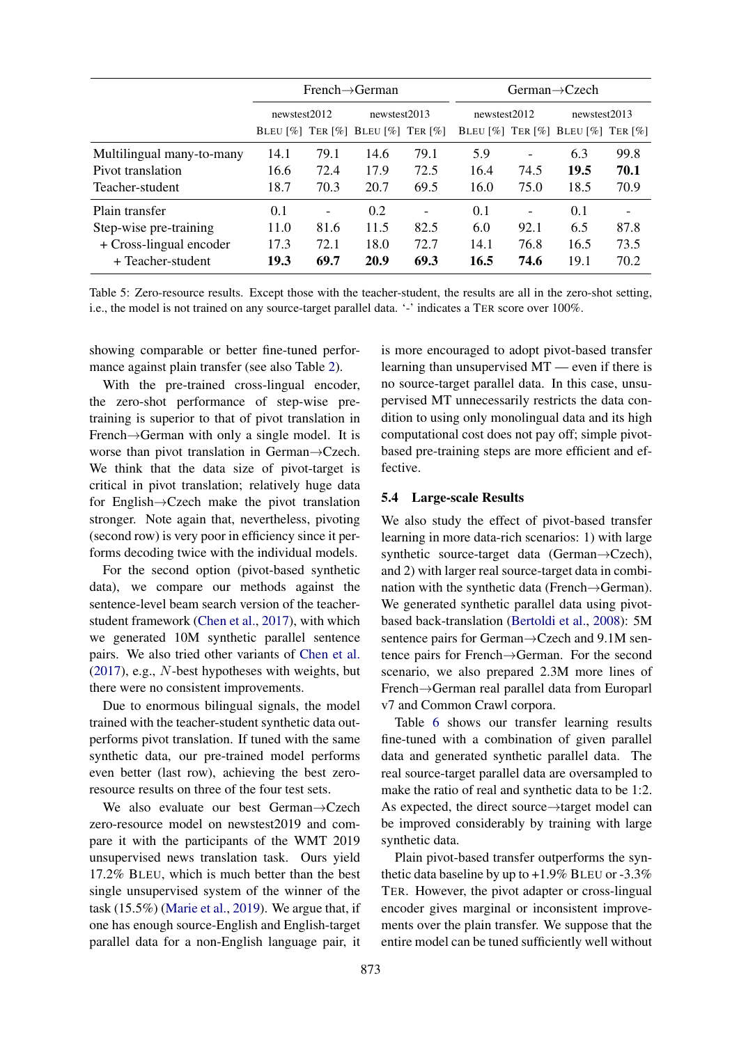| | French→German | | | | German→Czech | | | |
|---|---|---|---|---|---|---|---|---|
| | newstest2012 | | newstest2013 | | newstest2012 | | newstest2013 | |
| | Bleu [%] | Ter [%] | Bleu [%] | Ter [%] | Bleu [%] | Ter [%] | Bleu [%] | Ter [%] |
| Multilingual many-to-many | 14.1 | 79.1 | 14.6 | 79.1 | 5.9 | - | 6.3 | 99.8 |
| Pivot translation | 16.6 | 72.4 | 17.9 | 72.5 | 16.4 | 74.5 | **19.5** | **70.1** |
| Teacher-student | 18.7 | 70.3 | 20.7 | 69.5 | 16.0 | 75.0 | 18.5 | 70.9 |
| Plain transfer | 0.1 | - | 0.2 | - | 0.1 | - | 0.1 | - |
| Step-wise pre-training | 11.0 | 81.6 | 11.5 | 82.5 | 6.0 | 92.1 | 6.5 | 87.8 |
| + Cross-lingual encoder | 17.3 | 72.1 | 18.0 | 72.7 | 14.1 | 76.8 | 16.5 | 73.5 |
| + Teacher-student | **19.3** | **69.7** | **20.9** | **69.3** | **16.5** | **74.6** | 19.1 | 70.2 |

Table 5: Zero-resource results. Except those with the teacher-student, the results are all in the zero-shot setting, i.e., the model is not trained on any source-target parallel data. '-' indicates a Ter score over 100%.

showing comparable or better fine-tuned performance against plain transfer (see also Table 2).

With the pre-trained cross-lingual encoder, the zero-shot performance of step-wise pre-training is superior to that of pivot translation in French→German with only a single model. It is worse than pivot translation in German→Czech. We think that the data size of pivot-target is critical in pivot translation; relatively huge data for English→Czech make the pivot translation stronger. Note again that, nevertheless, pivoting (second row) is very poor in efficiency since it performs decoding twice with the individual models.

For the second option (pivot-based synthetic data), we compare our methods against the sentence-level beam search version of the teacher-student framework (Chen et al., 2017), with which we generated 10M synthetic parallel sentence pairs. We also tried other variants of Chen et al. (2017), e.g., $N$-best hypotheses with weights, but there were no consistent improvements.

Due to enormous bilingual signals, the model trained with the teacher-student synthetic data outperforms pivot translation. If tuned with the same synthetic data, our pre-trained model performs even better (last row), achieving the best zero-resource results on three of the four test sets.

We also evaluate our best German→Czech zero-resource model on newstest2019 and compare it with the participants of the WMT 2019 unsupervised news translation task. Ours yield 17.2% Bleu, which is much better than the best single unsupervised system of the winner of the task (15.5%) (Marie et al., 2019). We argue that, if one has enough source-English and English-target parallel data for a non-English language pair, it is more encouraged to adopt pivot-based transfer learning than unsupervised MT — even if there is no source-target parallel data. In this case, unsupervised MT unnecessarily restricts the data condition to using only monolingual data and its high computational cost does not pay off; simple pivot-based pre-training steps are more efficient and effective.

### 5.4 Large-scale Results

We also study the effect of pivot-based transfer learning in more data-rich scenarios: 1) with large synthetic source-target data (German→Czech), and 2) with larger real source-target data in combination with the synthetic data (French→German). We generated synthetic parallel data using pivot-based back-translation (Bertoldi et al., 2008): 5M sentence pairs for German→Czech and 9.1M sentence pairs for French→German. For the second scenario, we also prepared 2.3M more lines of French→German real parallel data from Europarl v7 and Common Crawl corpora.

Table 6 shows our transfer learning results fine-tuned with a combination of given parallel data and generated synthetic parallel data. The real source-target parallel data are oversampled to make the ratio of real and synthetic data to be 1:2. As expected, the direct source→target model can be improved considerably by training with large synthetic data.

Plain pivot-based transfer outperforms the synthetic data baseline by up to +1.9% Bleu or -3.3% Ter. However, the pivot adapter or cross-lingual encoder gives marginal or inconsistent improvements over the plain transfer. We suppose that the entire model can be tuned sufficiently well without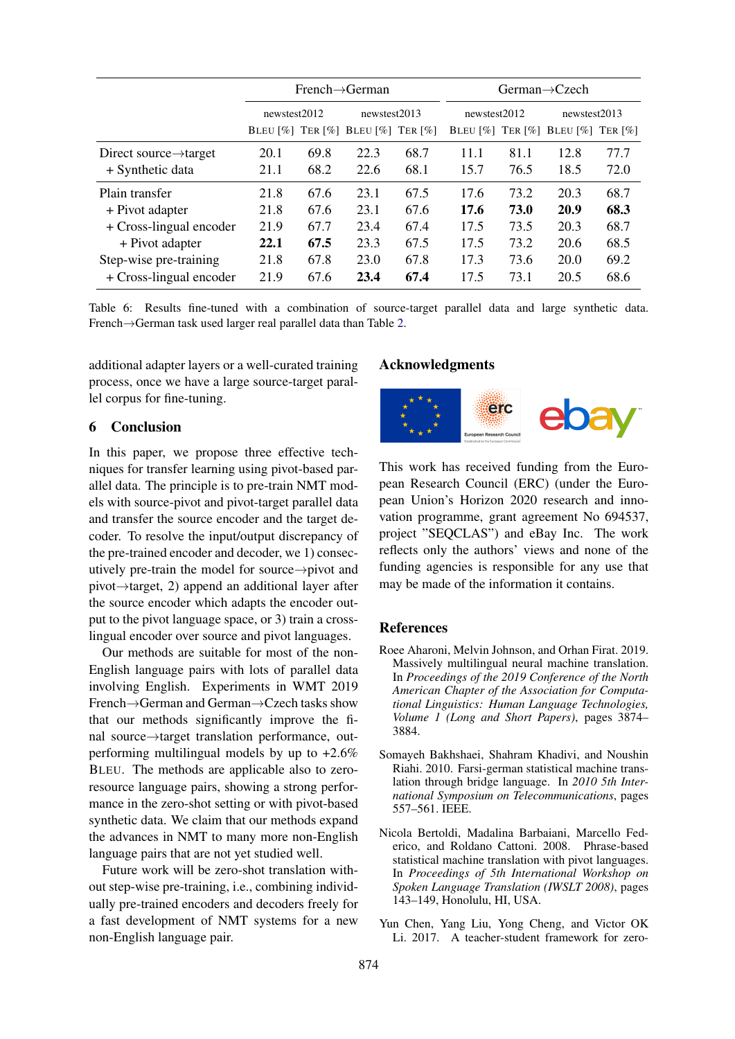| | French→German | | | | German→Czech | | | |
|---|---|---|---|---|---|---|---|---|
| | newstest2012 | | newstest2013 | | newstest2012 | | newstest2013 | |
| | BLEU [%] | TER [%] | BLEU [%] | TER [%] | BLEU [%] | TER [%] | BLEU [%] | TER [%] |
| Direct source→target | 20.1 | 69.8 | 22.3 | 68.7 | 11.1 | 81.1 | 12.8 | 77.7 |
| + Synthetic data | 21.1 | 68.2 | 22.6 | 68.1 | 15.7 | 76.5 | 18.5 | 72.0 |
| Plain transfer | 21.8 | 67.6 | 23.1 | 67.5 | 17.6 | 73.2 | 20.3 | 68.7 |
| + Pivot adapter | 21.8 | 67.6 | 23.1 | 67.6 | **17.6** | **73.0** | **20.9** | **68.3** |
| + Cross-lingual encoder | 21.9 | 67.7 | 23.4 | 67.4 | 17.5 | 73.5 | 20.3 | 68.7 |
| + Pivot adapter | **22.1** | **67.5** | 23.3 | 67.5 | 17.5 | 73.2 | 20.6 | 68.5 |
| Step-wise pre-training | 21.8 | 67.8 | 23.0 | 67.8 | 17.3 | 73.6 | 20.0 | 69.2 |
| + Cross-lingual encoder | 21.9 | 67.6 | **23.4** | **67.4** | 17.5 | 73.1 | 20.5 | 68.6 |

Table 6: Results fine-tuned with a combination of source-target parallel data and large synthetic data. French→German task used larger real parallel data than Table 2.

additional adapter layers or a well-curated training process, once we have a large source-target parallel corpus for fine-tuning.

## 6 Conclusion

In this paper, we propose three effective techniques for transfer learning using pivot-based parallel data. The principle is to pre-train NMT models with source-pivot and pivot-target parallel data and transfer the source encoder and the target decoder. To resolve the input/output discrepancy of the pre-trained encoder and decoder, we 1) consecutively pre-train the model for source→pivot and pivot→target, 2) append an additional layer after the source encoder which adapts the encoder output to the pivot language space, or 3) train a cross-lingual encoder over source and pivot languages.

Our methods are suitable for most of the non-English language pairs with lots of parallel data involving English. Experiments in WMT 2019 French→German and German→Czech tasks show that our methods significantly improve the final source→target translation performance, outperforming multilingual models by up to +2.6% BLEU. The methods are applicable also to zero-resource language pairs, showing a strong performance in the zero-shot setting or with pivot-based synthetic data. We claim that our methods expand the advances in NMT to many more non-English language pairs that are not yet studied well.

Future work will be zero-shot translation without step-wise pre-training, i.e., combining individually pre-trained encoders and decoders freely for a fast development of NMT systems for a new non-English language pair.

## Acknowledgments

This work has received funding from the European Research Council (ERC) (under the European Union's Horizon 2020 research and innovation programme, grant agreement No 694537, project "SEQCLAS") and eBay Inc. The work reflects only the authors' views and none of the funding agencies is responsible for any use that may be made of the information it contains.

## References

Roee Aharoni, Melvin Johnson, and Orhan Firat. 2019. Massively multilingual neural machine translation. In *Proceedings of the 2019 Conference of the North American Chapter of the Association for Computational Linguistics: Human Language Technologies, Volume 1 (Long and Short Papers)*, pages 3874–3884.

Somayeh Bakhshaei, Shahram Khadivi, and Noushin Riahi. 2010. Farsi-german statistical machine translation through bridge language. In *2010 5th International Symposium on Telecommunications*, pages 557–561. IEEE.

Nicola Bertoldi, Madalina Barbaiani, Marcello Federico, and Roldano Cattoni. 2008. Phrase-based statistical machine translation with pivot languages. In *Proceedings of 5th International Workshop on Spoken Language Translation (IWSLT 2008)*, pages 143–149, Honolulu, HI, USA.

Yun Chen, Yang Liu, Yong Cheng, and Victor OK Li. 2017. A teacher-student framework for zero-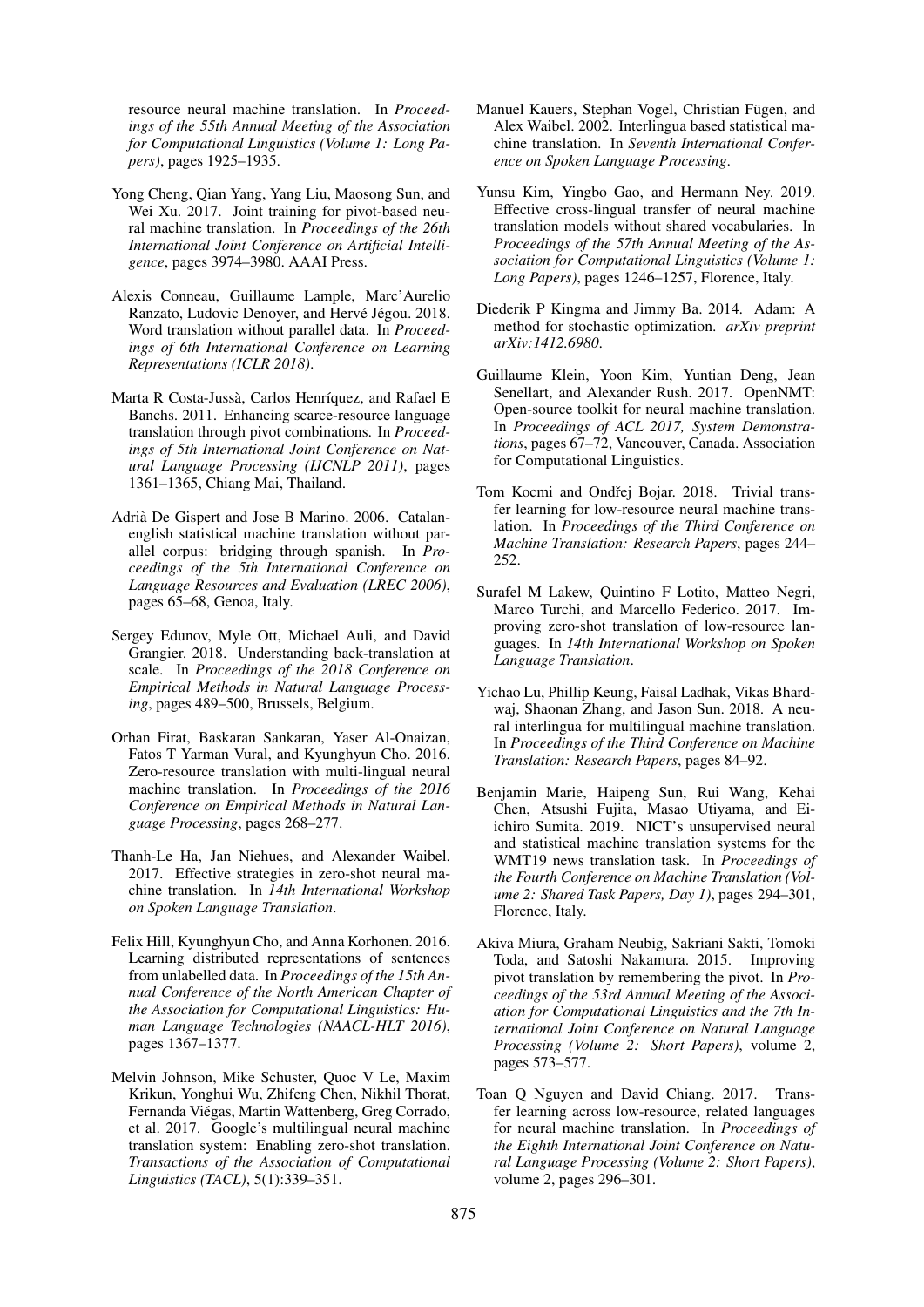resource neural machine translation. In *Proceedings of the 55th Annual Meeting of the Association for Computational Linguistics (Volume 1: Long Papers)*, pages 1925–1935.

Yong Cheng, Qian Yang, Yang Liu, Maosong Sun, and Wei Xu. 2017. Joint training for pivot-based neural machine translation. In *Proceedings of the 26th International Joint Conference on Artificial Intelligence*, pages 3974–3980. AAAI Press.

Alexis Conneau, Guillaume Lample, Marc'Aurelio Ranzato, Ludovic Denoyer, and Hervé Jégou. 2018. Word translation without parallel data. In *Proceedings of 6th International Conference on Learning Representations (ICLR 2018)*.

Marta R Costa-Jussà, Carlos Henríquez, and Rafael E Banchs. 2011. Enhancing scarce-resource language translation through pivot combinations. In *Proceedings of 5th International Joint Conference on Natural Language Processing (IJCNLP 2011)*, pages 1361–1365, Chiang Mai, Thailand.

Adrià De Gispert and Jose B Marino. 2006. Catalan-english statistical machine translation without parallel corpus: bridging through spanish. In *Proceedings of the 5th International Conference on Language Resources and Evaluation (LREC 2006)*, pages 65–68, Genoa, Italy.

Sergey Edunov, Myle Ott, Michael Auli, and David Grangier. 2018. Understanding back-translation at scale. In *Proceedings of the 2018 Conference on Empirical Methods in Natural Language Processing*, pages 489–500, Brussels, Belgium.

Orhan Firat, Baskaran Sankaran, Yaser Al-Onaizan, Fatos T Yarman Vural, and Kyunghyun Cho. 2016. Zero-resource translation with multi-lingual neural machine translation. In *Proceedings of the 2016 Conference on Empirical Methods in Natural Language Processing*, pages 268–277.

Thanh-Le Ha, Jan Niehues, and Alexander Waibel. 2017. Effective strategies in zero-shot neural machine translation. In *14th International Workshop on Spoken Language Translation*.

Felix Hill, Kyunghyun Cho, and Anna Korhonen. 2016. Learning distributed representations of sentences from unlabelled data. In *Proceedings of the 15th Annual Conference of the North American Chapter of the Association for Computational Linguistics: Human Language Technologies (NAACL-HLT 2016)*, pages 1367–1377.

Melvin Johnson, Mike Schuster, Quoc V Le, Maxim Krikun, Yonghui Wu, Zhifeng Chen, Nikhil Thorat, Fernanda Viégas, Martin Wattenberg, Greg Corrado, et al. 2017. Google's multilingual neural machine translation system: Enabling zero-shot translation. *Transactions of the Association of Computational Linguistics (TACL)*, 5(1):339–351.

Manuel Kauers, Stephan Vogel, Christian Fügen, and Alex Waibel. 2002. Interlingua based statistical machine translation. In *Seventh International Conference on Spoken Language Processing*.

Yunsu Kim, Yingbo Gao, and Hermann Ney. 2019. Effective cross-lingual transfer of neural machine translation models without shared vocabularies. In *Proceedings of the 57th Annual Meeting of the Association for Computational Linguistics (Volume 1: Long Papers)*, pages 1246–1257, Florence, Italy.

Diederik P Kingma and Jimmy Ba. 2014. Adam: A method for stochastic optimization. *arXiv preprint arXiv:1412.6980*.

Guillaume Klein, Yoon Kim, Yuntian Deng, Jean Senellart, and Alexander Rush. 2017. OpenNMT: Open-source toolkit for neural machine translation. In *Proceedings of ACL 2017, System Demonstrations*, pages 67–72, Vancouver, Canada. Association for Computational Linguistics.

Tom Kocmi and Ondřej Bojar. 2018. Trivial transfer learning for low-resource neural machine translation. In *Proceedings of the Third Conference on Machine Translation: Research Papers*, pages 244–252.

Surafel M Lakew, Quintino F Lotito, Matteo Negri, Marco Turchi, and Marcello Federico. 2017. Improving zero-shot translation of low-resource languages. In *14th International Workshop on Spoken Language Translation*.

Yichao Lu, Phillip Keung, Faisal Ladhak, Vikas Bhardwaj, Shaonan Zhang, and Jason Sun. 2018. A neural interlingua for multilingual machine translation. In *Proceedings of the Third Conference on Machine Translation: Research Papers*, pages 84–92.

Benjamin Marie, Haipeng Sun, Rui Wang, Kehai Chen, Atsushi Fujita, Masao Utiyama, and Eiichiro Sumita. 2019. NICT's unsupervised neural and statistical machine translation systems for the WMT19 news translation task. In *Proceedings of the Fourth Conference on Machine Translation (Volume 2: Shared Task Papers, Day 1)*, pages 294–301, Florence, Italy.

Akiva Miura, Graham Neubig, Sakriani Sakti, Tomoki Toda, and Satoshi Nakamura. 2015. Improving pivot translation by remembering the pivot. In *Proceedings of the 53rd Annual Meeting of the Association for Computational Linguistics and the 7th International Joint Conference on Natural Language Processing (Volume 2: Short Papers)*, volume 2, pages 573–577.

Toan Q Nguyen and David Chiang. 2017. Transfer learning across low-resource, related languages for neural machine translation. In *Proceedings of the Eighth International Joint Conference on Natural Language Processing (Volume 2: Short Papers)*, volume 2, pages 296–301.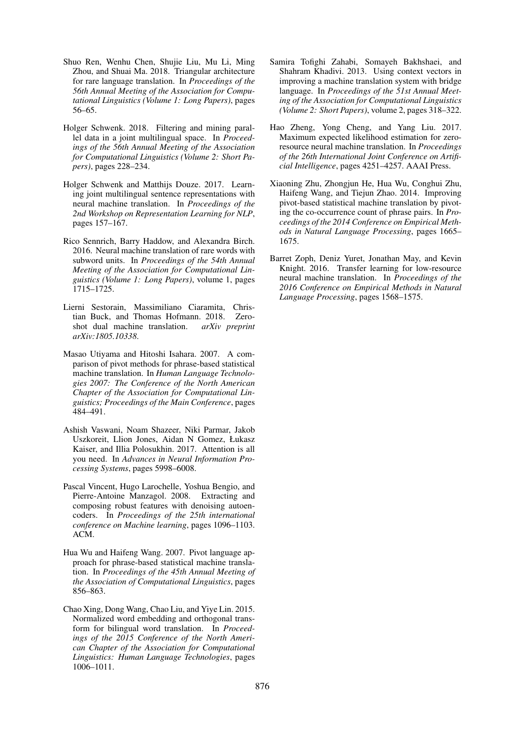Shuo Ren, Wenhu Chen, Shujie Liu, Mu Li, Ming Zhou, and Shuai Ma. 2018. Triangular architecture for rare language translation. In *Proceedings of the 56th Annual Meeting of the Association for Computational Linguistics (Volume 1: Long Papers)*, pages 56–65.

Holger Schwenk. 2018. Filtering and mining parallel data in a joint multilingual space. In *Proceedings of the 56th Annual Meeting of the Association for Computational Linguistics (Volume 2: Short Papers)*, pages 228–234.

Holger Schwenk and Matthijs Douze. 2017. Learning joint multilingual sentence representations with neural machine translation. In *Proceedings of the 2nd Workshop on Representation Learning for NLP*, pages 157–167.

Rico Sennrich, Barry Haddow, and Alexandra Birch. 2016. Neural machine translation of rare words with subword units. In *Proceedings of the 54th Annual Meeting of the Association for Computational Linguistics (Volume 1: Long Papers)*, volume 1, pages 1715–1725.

Lierni Sestorain, Massimiliano Ciaramita, Christian Buck, and Thomas Hofmann. 2018. Zero-shot dual machine translation. *arXiv preprint arXiv:1805.10338*.

Masao Utiyama and Hitoshi Isahara. 2007. A comparison of pivot methods for phrase-based statistical machine translation. In *Human Language Technologies 2007: The Conference of the North American Chapter of the Association for Computational Linguistics; Proceedings of the Main Conference*, pages 484–491.

Ashish Vaswani, Noam Shazeer, Niki Parmar, Jakob Uszkoreit, Llion Jones, Aidan N Gomez, Łukasz Kaiser, and Illia Polosukhin. 2017. Attention is all you need. In *Advances in Neural Information Processing Systems*, pages 5998–6008.

Pascal Vincent, Hugo Larochelle, Yoshua Bengio, and Pierre-Antoine Manzagol. 2008. Extracting and composing robust features with denoising autoencoders. In *Proceedings of the 25th international conference on Machine learning*, pages 1096–1103. ACM.

Hua Wu and Haifeng Wang. 2007. Pivot language approach for phrase-based statistical machine translation. In *Proceedings of the 45th Annual Meeting of the Association of Computational Linguistics*, pages 856–863.

Chao Xing, Dong Wang, Chao Liu, and Yiye Lin. 2015. Normalized word embedding and orthogonal transform for bilingual word translation. In *Proceedings of the 2015 Conference of the North American Chapter of the Association for Computational Linguistics: Human Language Technologies*, pages 1006–1011.

Samira Tofighi Zahabi, Somayeh Bakhshaei, and Shahram Khadivi. 2013. Using context vectors in improving a machine translation system with bridge language. In *Proceedings of the 51st Annual Meeting of the Association for Computational Linguistics (Volume 2: Short Papers)*, volume 2, pages 318–322.

Hao Zheng, Yong Cheng, and Yang Liu. 2017. Maximum expected likelihood estimation for zero-resource neural machine translation. In *Proceedings of the 26th International Joint Conference on Artificial Intelligence*, pages 4251–4257. AAAI Press.

Xiaoning Zhu, Zhongjun He, Hua Wu, Conghui Zhu, Haifeng Wang, and Tiejun Zhao. 2014. Improving pivot-based statistical machine translation by pivoting the co-occurrence count of phrase pairs. In *Proceedings of the 2014 Conference on Empirical Methods in Natural Language Processing*, pages 1665–1675.

Barret Zoph, Deniz Yuret, Jonathan May, and Kevin Knight. 2016. Transfer learning for low-resource neural machine translation. In *Proceedings of the 2016 Conference on Empirical Methods in Natural Language Processing*, pages 1568–1575.